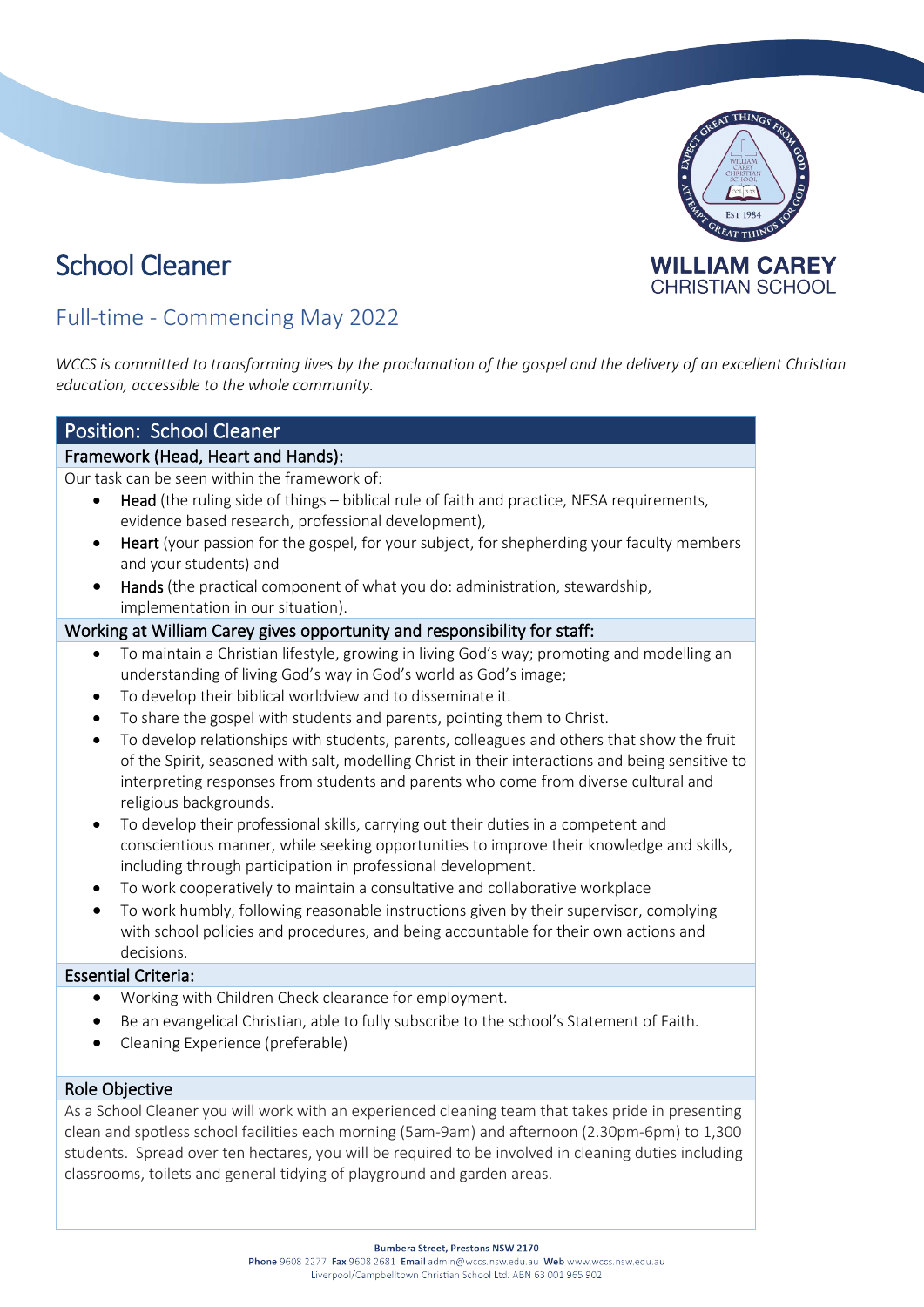# School Cleaner

## Full-time - Commencing May 2022

*WCCS is committed to transforming lives by the proclamation of the gospel and the delivery of an excellent Christian education, accessible to the whole community.*

## Position: School Cleaner

### Framework (Head, Heart and Hands):

Our task can be seen within the framework of:

- **Head** (the ruling side of things – biblical rule of faith and practice, NESA requirements, evidence based research, professional development),
- **Heart** (your passion for the gospel, for your subject, for shepherding your faculty members and your students) and
- **Hands** (the practical component of what you do: administration, stewardship, implementation in our situation).

### Working at William Carey gives opportunity and responsibility for staff:

- To maintain a Christian lifestyle, growing in living God's way; promoting and modelling an understanding of living God's way in God's world as God's image;
- To develop their biblical worldview and to disseminate it.
- To share the gospel with students and parents, pointing them to Christ.
- To develop relationships with students, parents, colleagues and others that show the fruit of the Spirit, seasoned with salt, modelling Christ in their interactions and being sensitive to interpreting responses from students and parents who come from diverse cultural and religious backgrounds.
- To develop their professional skills, carrying out their duties in a competent and conscientious manner, while seeking opportunities to improve their knowledge and skills, including through participation in professional development.
- To work cooperatively to maintain a consultative and collaborative workplace
- To work humbly, following reasonable instructions given by their supervisor, complying with school policies and procedures, and being accountable for their own actions and decisions.

### Essential Criteria:

- Working with Children Check clearance for employment.
- Be an evangelical Christian, able to fully subscribe to the school's Statement of Faith.
- Cleaning Experience (preferable)

### Role Objective

As a School Cleaner you will work with an experienced cleaning team that takes pride in presenting clean and spotless school facilities each morning (5am-9am) and afternoon (2.30pm-6pm) to 1,300 students. Spread over ten hectares, you will be required to be involved in cleaning duties including classrooms, toilets and general tidying of playground and garden areas.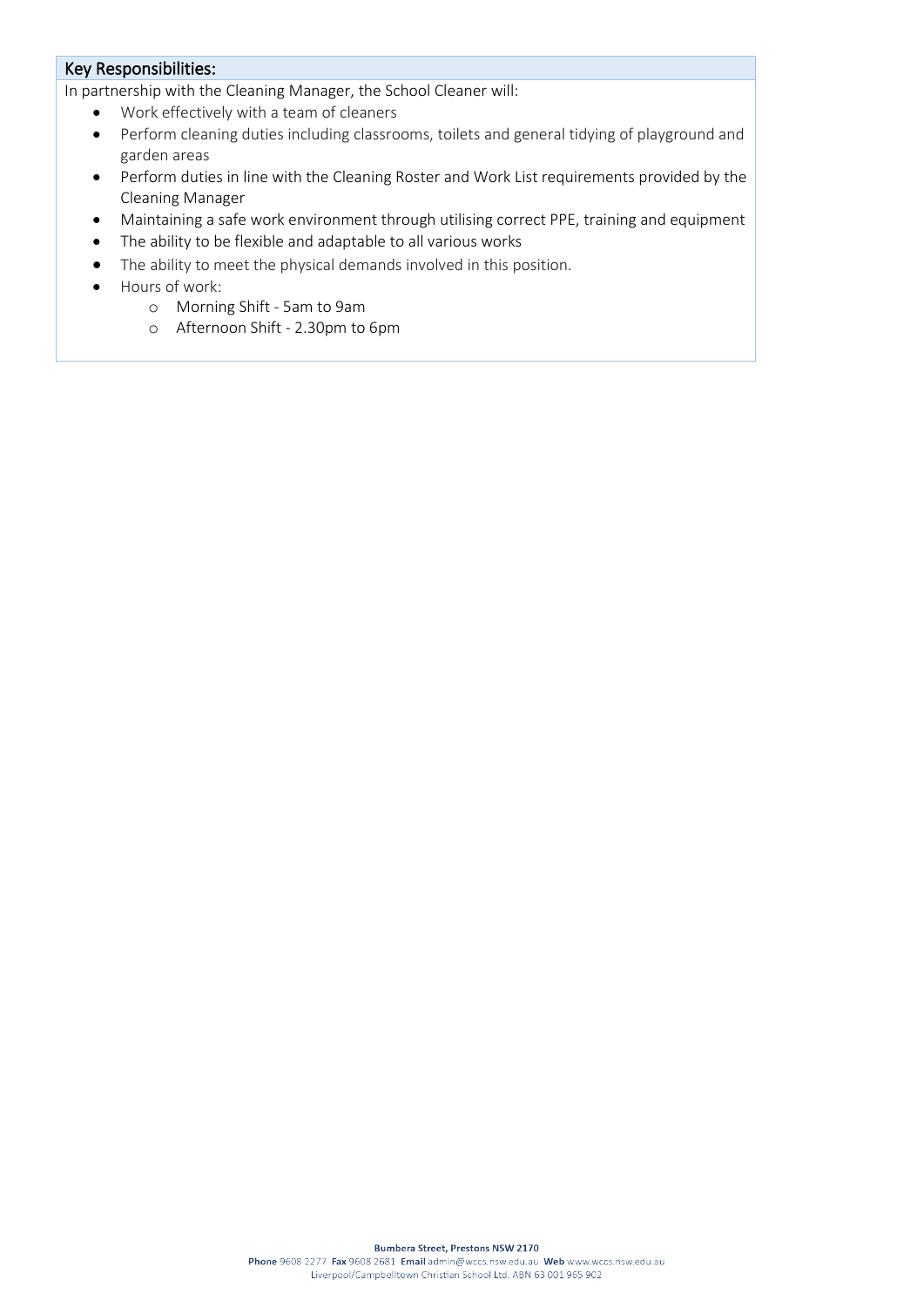## Key Responsibilities:

In partnership with the Cleaning Manager, the School Cleaner will:

- Work effectively with a team of cleaners
- Perform cleaning duties including classrooms, toilets and general tidying of playground and garden areas
- Perform duties in line with the Cleaning Roster and Work List requirements provided by the Cleaning Manager
- Maintaining a safe work environment through utilising correct PPE, training and equipment
- The ability to be flexible and adaptable to all various works
- The ability to meet the physical demands involved in this position.
- Hours of work:
  - Morning Shift - 5am to 9am
  - Afternoon Shift - 2.30pm to 6pm